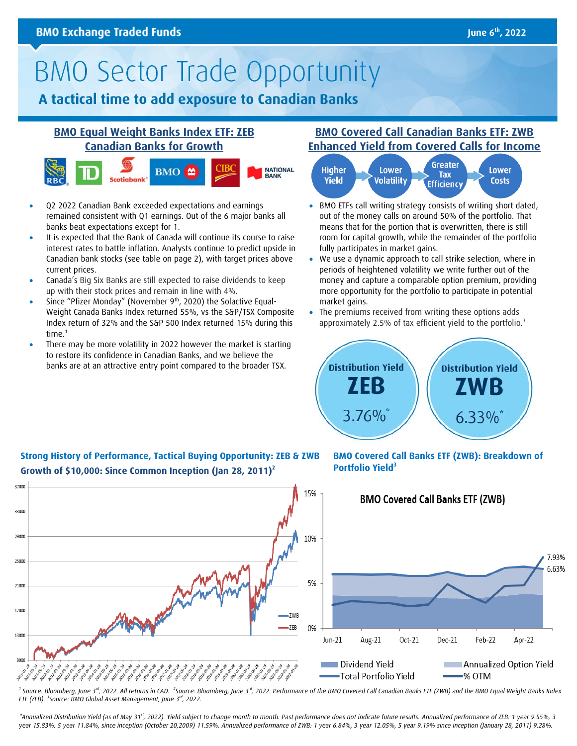BMO Exchange Traded Funds

June 6th, 2022

# BMO Sector Trade Opportunity

## A tactical time to add exposure to Canadian Banks

### BMO Equal Weight Banks Index ETF: ZEB
### Canadian Banks for Growth

RBC | TD | Scotiabank | BMO | CIBC | NATIONAL BANK

- Q2 2022 Canadian Bank exceeded expectations and earnings remained consistent with Q1 earnings. Out of the 6 major banks all banks beat expectations except for 1.
- It is expected that the Bank of Canada will continue its course to raise interest rates to battle inflation. Analysts continue to predict upside in Canadian bank stocks (see table on page 2), with target prices above current prices.
- Canada's Big Six Banks are still expected to raise dividends to keep up with their stock prices and remain in line with 4%.
- Since "Pfizer Monday" (November 9th, 2020) the Solactive Equal-Weight Canada Banks Index returned 55%, vs the S&P/TSX Composite Index return of 32% and the S&P 500 Index returned 15% during this time.[1]
- There may be more volatility in 2022 however the market is starting to restore its confidence in Canadian Banks, and we believe the banks are at an attractive entry point compared to the broader TSX.

### BMO Covered Call Canadian Banks ETF: ZWB
### Enhanced Yield from Covered Calls for Income

Higher Yield → Lower Volatility → Greater Tax Efficiency → Lower Costs

- BMO ETFs call writing strategy consists of writing short dated, out of the money calls on around 50% of the portfolio. That means that for the portion that is overwritten, there is still room for capital growth, while the remainder of the portfolio fully participates in market gains.
- We use a dynamic approach to call strike selection, where in periods of heightened volatility we write further out of the money and capture a comparable option premium, providing more opportunity for the portfolio to participate in potential market gains.
- The premiums received from writing these options adds approximately 2.5% of tax efficient yield to the portfolio.[3]

**Distribution Yield ZEB: 3.76%***

**Distribution Yield ZWB: 6.33%***

### Strong History of Performance, Tactical Buying Opportunity: ZEB & ZWB
### Growth of $10,000: Since Common Inception (Jan 28, 2011)[2]

### BMO Covered Call Banks ETF (ZWB): Breakdown of Portfolio Yield[3]

[1] Source: Bloomberg, June 3rd, 2022. All returns in CAD. [2]Source: Bloomberg, June 3rd, 2022. Performance of the BMO Covered Call Canadian Banks ETF (ZWB) and the BMO Equal Weight Banks Index ETF (ZEB). [3]Source: BMO Global Asset Management, June 3rd, 2022.

*Annualized Distribution Yield (as of May 31st, 2022). Yield subject to change month to month. Past performance does not indicate future results. Annualized performance of ZEB: 1 year 9.55%, 3 year 15.83%, 5 year 11.84%, since inception (October 20,2009) 11.59%. Annualized performance of ZWB: 1 year 6.84%, 3 year 12.05%, 5 year 9.19% since inception (January 28, 2011) 9.28%.*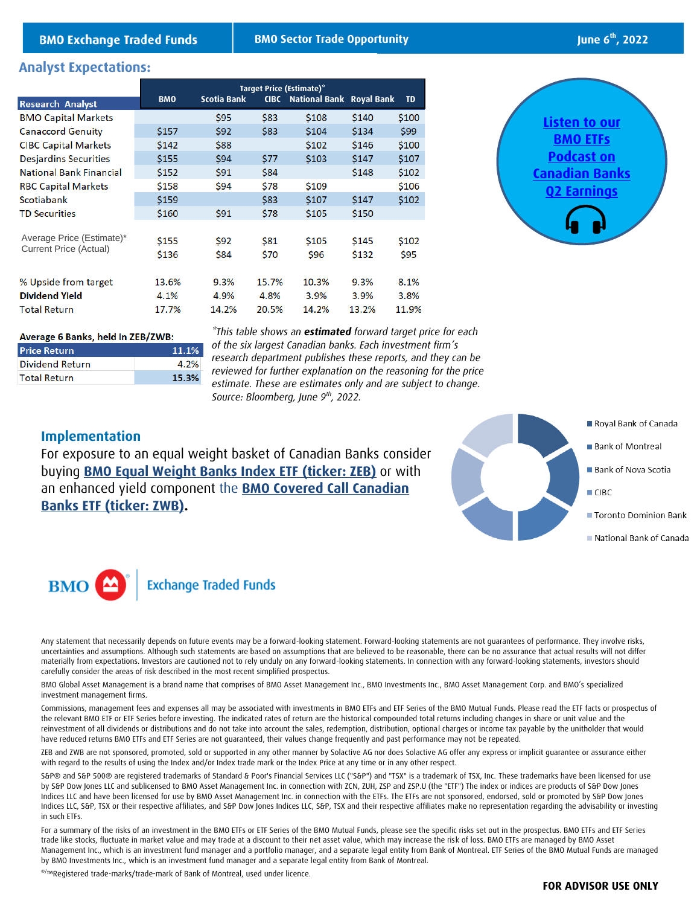## Analyst Expectations:

| Research Analyst | BMO | Scotia Bank | CIBC | National Bank | Royal Bank | TD |
|---|---|---|---|---|---|---|
| | Target Price (Estimate)* | | | | | |
| BMO Capital Markets | | $95 | $83 | $108 | $140 | $100 |
| Canaccord Genuity | $157 | $92 | $83 | $104 | $134 | $99 |
| CIBC Capital Markets | $142 | $88 | | $102 | $146 | $100 |
| Desjardins Securities | $155 | $94 | $77 | $103 | $147 | $107 |
| National Bank Financial | $152 | $91 | $84 | | $148 | $102 |
| RBC Capital Markets | $158 | $94 | $78 | $109 | | $106 |
| Scotiabank | $159 | | $83 | $107 | $147 | $102 |
| TD Securities | $160 | $91 | $78 | $105 | $150 | |
| Average Price (Estimate)* | $155 | $92 | $81 | $105 | $145 | $102 |
| Current Price (Actual) | $136 | $84 | $70 | $96 | $132 | $95 |
| % Upside from target | 13.6% | 9.3% | 15.7% | 10.3% | 9.3% | 8.1% |
| **Dividend Yield** | 4.1% | 4.9% | 4.8% | 3.9% | 3.9% | 3.8% |
| Total Return | 17.7% | 14.2% | 20.5% | 14.2% | 13.2% | 11.9% |

**Listen to our BMO ETFs Podcast on Canadian Banks Q2 Earnings**

**Average 6 Banks, held in ZEB/ZWB:**

| | |
|---|---|
| Price Return | 11.1% |
| Dividend Return | 4.2% |
| Total Return | 15.3% |

*This table shows an **estimated** forward target price for each of the six largest Canadian banks. Each investment firm's research department publishes these reports, and they can be reviewed for further explanation on the reasoning for the price estimate. These are estimates only and are subject to change. Source: Bloomberg, June 9th, 2022.*

## Implementation

For exposure to an equal weight basket of Canadian Banks consider buying **BMO Equal Weight Banks Index ETF (ticker: ZEB)** or with an enhanced yield component the **BMO Covered Call Canadian Banks ETF (ticker: ZWB)**.

Royal Bank of Canada
Bank of Montreal
Bank of Nova Scotia
CIBC
Toronto Dominion Bank
National Bank of Canada

BMO Exchange Traded Funds

Any statement that necessarily depends on future events may be a forward-looking statement. Forward-looking statements are not guarantees of performance. They involve risks, uncertainties and assumptions. Although such statements are based on assumptions that are believed to be reasonable, there can be no assurance that actual results will not differ materially from expectations. Investors are cautioned not to rely unduly on any forward-looking statements. In connection with any forward-looking statements, investors should carefully consider the areas of risk described in the most recent simplified prospectus.

BMO Global Asset Management is a brand name that comprises of BMO Asset Management Inc., BMO Investments Inc., BMO Asset Management Corp. and BMO's specialized investment management firms.

Commissions, management fees and expenses all may be associated with investments in BMO ETFs and ETF Series of the BMO Mutual Funds. Please read the ETF facts or prospectus of the relevant BMO ETF or ETF Series before investing. The indicated rates of return are the historical compounded total returns including changes in share or unit value and the reinvestment of all dividends or distributions and do not take into account the sales, redemption, distribution, optional charges or income tax payable by the unitholder that would have reduced returns BMO ETFs and ETF Series are not guaranteed, their values change frequently and past performance may not be repeated.

ZEB and ZWB are not sponsored, promoted, sold or supported in any other manner by Solactive AG nor does Solactive AG offer any express or implicit guarantee or assurance either with regard to the results of using the Index and/or Index trade mark or the Index Price at any time or in any other respect.

S&P® and S&P 500® are registered trademarks of Standard & Poor's Financial Services LLC ("S&P") and "TSX" is a trademark of TSX, Inc. These trademarks have been licensed for use by S&P Dow Jones LLC and sublicensed to BMO Asset Management Inc. in connection with ZCN, ZUH, ZSP and ZSP.U (the "ETF") The index or indices are products of S&P Dow Jones Indices LLC and have been licensed for use by BMO Asset Management Inc. in connection with the ETFs. The ETFs are not sponsored, endorsed, sold or promoted by S&P Dow Jones Indices LLC, S&P, TSX or their respective affiliates, and S&P Dow Jones Indices LLC, S&P, TSX and their respective affiliates make no representation regarding the advisability or investing in such ETFs.

For a summary of the risks of an investment in the BMO ETFs or ETF Series of the BMO Mutual Funds, please see the specific risks set out in the prospectus. BMO ETFs and ETF Series trade like stocks, fluctuate in market value and may trade at a discount to their net asset value, which may increase the risk of loss. BMO ETFs are managed by BMO Asset Management Inc., which is an investment fund manager and a portfolio manager, and a separate legal entity from Bank of Montreal. ETF Series of the BMO Mutual Funds are managed by BMO Investments Inc., which is an investment fund manager and a separate legal entity from Bank of Montreal.

®/™Registered trade-marks/trade-mark of Bank of Montreal, used under licence.

**FOR ADVISOR USE ONLY**